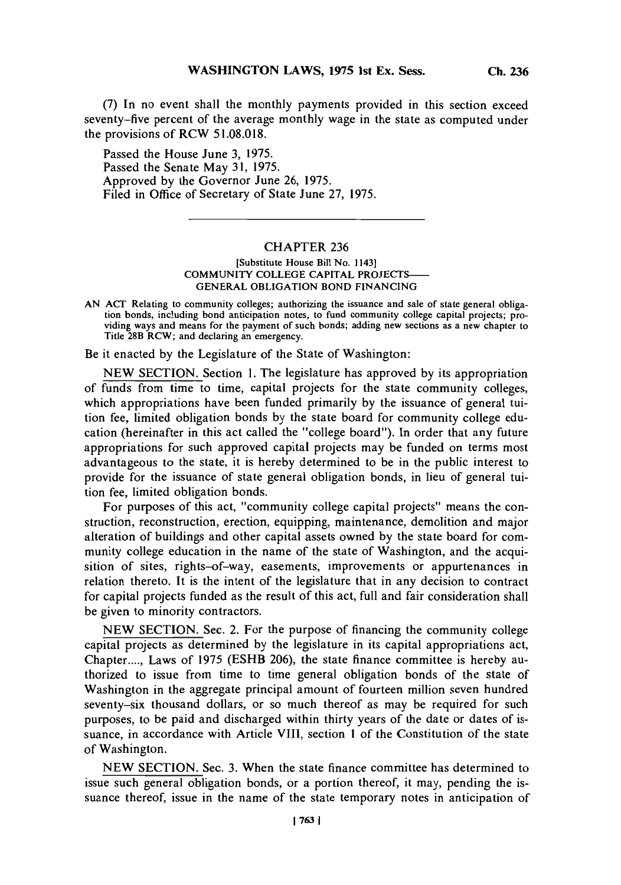(7) In no event shall the monthly payments provided in this section exceed seventy-five percent of the average monthly wage in the state as computed under the provisions of RCW 51.08.018.

Passed the House June 3, 1975.
Passed the Senate May 31, 1975.
Approved by the Governor June 26, 1975.
Filed in Office of Secretary of State June 27, 1975.

---

## CHAPTER 236

[Substitute House Bill No. 1143]
COMMUNITY COLLEGE CAPITAL PROJECTS—
GENERAL OBLIGATION BOND FINANCING

AN ACT Relating to community colleges; authorizing the issuance and sale of state general obligation bonds, including bond anticipation notes, to fund community college capital projects; providing ways and means for the payment of such bonds; adding new sections as a new chapter to Title 28B RCW; and declaring an emergency.

Be it enacted by the Legislature of the State of Washington:

NEW SECTION. Section 1. The legislature has approved by its appropriation of funds from time to time, capital projects for the state community colleges, which appropriations have been funded primarily by the issuance of general tuition fee, limited obligation bonds by the state board for community college education (hereinafter in this act called the "college board"). In order that any future appropriations for such approved capital projects may be funded on terms most advantageous to the state, it is hereby determined to be in the public interest to provide for the issuance of state general obligation bonds, in lieu of general tuition fee, limited obligation bonds.

For purposes of this act, "community college capital projects" means the construction, reconstruction, erection, equipping, maintenance, demolition and major alteration of buildings and other capital assets owned by the state board for community college education in the name of the state of Washington, and the acquisition of sites, rights-of-way, easements, improvements or appurtenances in relation thereto. It is the intent of the legislature that in any decision to contract for capital projects funded as the result of this act, full and fair consideration shall be given to minority contractors.

NEW SECTION. Sec. 2. For the purpose of financing the community college capital projects as determined by the legislature in its capital appropriations act, Chapter...., Laws of 1975 (ESHB 206), the state finance committee is hereby authorized to issue from time to time general obligation bonds of the state of Washington in the aggregate principal amount of fourteen million seven hundred seventy-six thousand dollars, or so much thereof as may be required for such purposes, to be paid and discharged within thirty years of the date or dates of issuance, in accordance with Article VIII, section 1 of the Constitution of the state of Washington.

NEW SECTION. Sec. 3. When the state finance committee has determined to issue such general obligation bonds, or a portion thereof, it may, pending the issuance thereof, issue in the name of the state temporary notes in anticipation of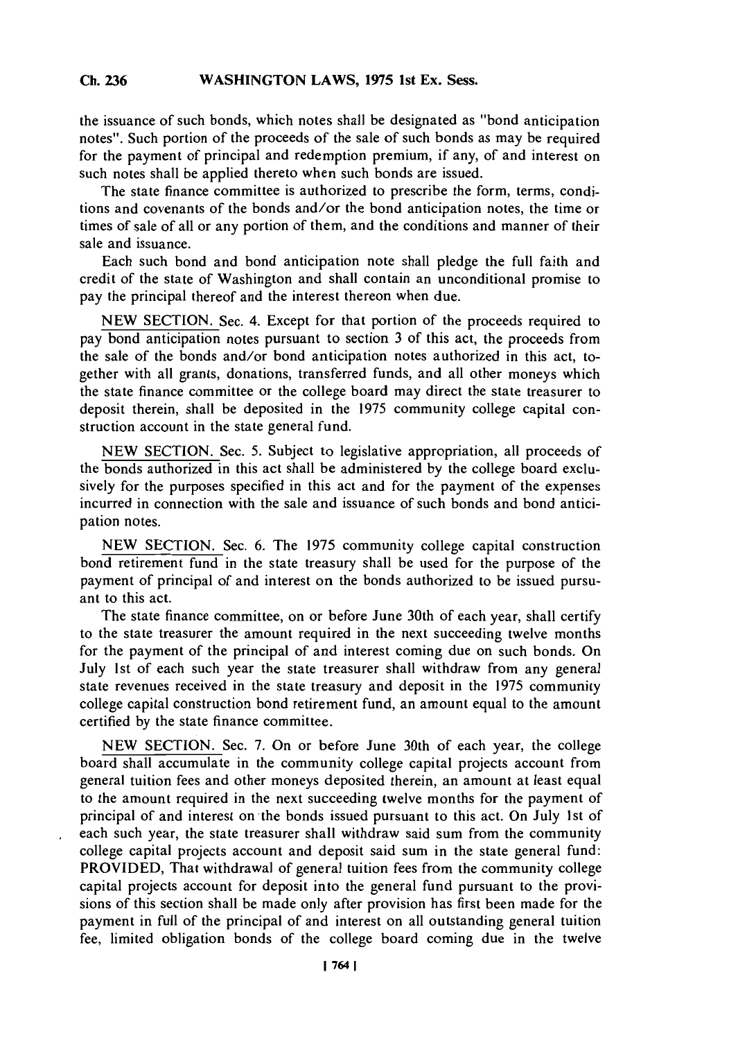the issuance of such bonds, which notes shall be designated as "bond anticipation notes". Such portion of the proceeds of the sale of such bonds as may be required for the payment of principal and redemption premium, if any, of and interest on such notes shall be applied thereto when such bonds are issued.

The state finance committee is authorized to prescribe the form, terms, conditions and covenants of the bonds and/or the bond anticipation notes, the time or times of sale of all or any portion of them, and the conditions and manner of their sale and issuance.

Each such bond and bond anticipation note shall pledge the full faith and credit of the state of Washington and shall contain an unconditional promise to pay the principal thereof and the interest thereon when due.

NEW SECTION. Sec. 4. Except for that portion of the proceeds required to pay bond anticipation notes pursuant to section 3 of this act, the proceeds from the sale of the bonds and/or bond anticipation notes authorized in this act, together with all grants, donations, transferred funds, and all other moneys which the state finance committee or the college board may direct the state treasurer to deposit therein, shall be deposited in the 1975 community college capital construction account in the state general fund.

NEW SECTION. Sec. 5. Subject to legislative appropriation, all proceeds of the bonds authorized in this act shall be administered by the college board exclusively for the purposes specified in this act and for the payment of the expenses incurred in connection with the sale and issuance of such bonds and bond anticipation notes.

NEW SECTION. Sec. 6. The 1975 community college capital construction bond retirement fund in the state treasury shall be used for the purpose of the payment of principal of and interest on the bonds authorized to be issued pursuant to this act.

The state finance committee, on or before June 30th of each year, shall certify to the state treasurer the amount required in the next succeeding twelve months for the payment of the principal of and interest coming due on such bonds. On July 1st of each such year the state treasurer shall withdraw from any general state revenues received in the state treasury and deposit in the 1975 community college capital construction bond retirement fund, an amount equal to the amount certified by the state finance committee.

NEW SECTION. Sec. 7. On or before June 30th of each year, the college board shall accumulate in the community college capital projects account from general tuition fees and other moneys deposited therein, an amount at least equal to the amount required in the next succeeding twelve months for the payment of principal of and interest on the bonds issued pursuant to this act. On July 1st of each such year, the state treasurer shall withdraw said sum from the community college capital projects account and deposit said sum in the state general fund: PROVIDED, That withdrawal of general tuition fees from the community college capital projects account for deposit into the general fund pursuant to the provisions of this section shall be made only after provision has first been made for the payment in full of the principal of and interest on all outstanding general tuition fee, limited obligation bonds of the college board coming due in the twelve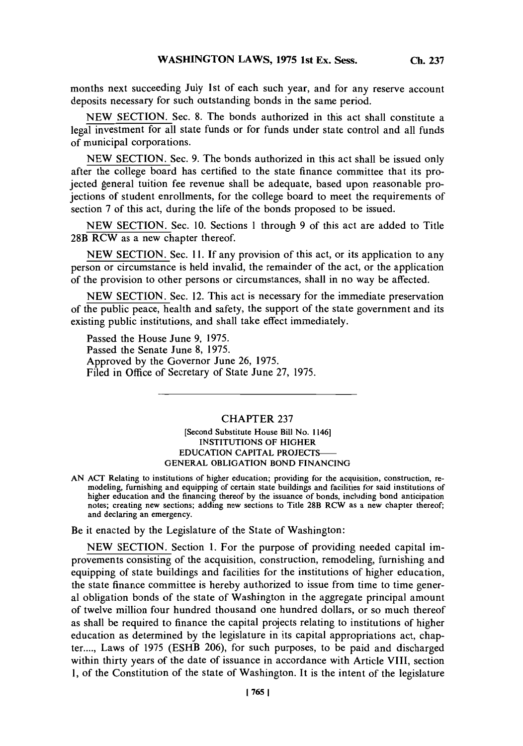months next succeeding July 1st of each such year, and for any reserve account deposits necessary for such outstanding bonds in the same period.

NEW SECTION. Sec. 8. The bonds authorized in this act shall constitute a legal investment for all state funds or for funds under state control and all funds of municipal corporations.

NEW SECTION. Sec. 9. The bonds authorized in this act shall be issued only after the college board has certified to the state finance committee that its projected general tuition fee revenue shall be adequate, based upon reasonable projections of student enrollments, for the college board to meet the requirements of section 7 of this act, during the life of the bonds proposed to be issued.

NEW SECTION. Sec. 10. Sections 1 through 9 of this act are added to Title 28B RCW as a new chapter thereof.

NEW SECTION. Sec. 11. If any provision of this act, or its application to any person or circumstance is held invalid, the remainder of the act, or the application of the provision to other persons or circumstances, shall in no way be affected.

NEW SECTION. Sec. 12. This act is necessary for the immediate preservation of the public peace, health and safety, the support of the state government and its existing public institutions, and shall take effect immediately.

Passed the House June 9, 1975.
Passed the Senate June 8, 1975.
Approved by the Governor June 26, 1975.
Filed in Office of Secretary of State June 27, 1975.

---

## CHAPTER 237

[Second Substitute House Bill No. 1146]
INSTITUTIONS OF HIGHER EDUCATION CAPITAL PROJECTS—
GENERAL OBLIGATION BOND FINANCING

AN ACT Relating to institutions of higher education; providing for the acquisition, construction, remodeling, furnishing and equipping of certain state buildings and facilities for said institutions of higher education and the financing thereof by the issuance of bonds, including bond anticipation notes; creating new sections; adding new sections to Title 28B RCW as a new chapter thereof; and declaring an emergency.

Be it enacted by the Legislature of the State of Washington:

NEW SECTION. Section 1. For the purpose of providing needed capital improvements consisting of the acquisition, construction, remodeling, furnishing and equipping of state buildings and facilities for the institutions of higher education, the state finance committee is hereby authorized to issue from time to time general obligation bonds of the state of Washington in the aggregate principal amount of twelve million four hundred thousand one hundred dollars, or so much thereof as shall be required to finance the capital projects relating to institutions of higher education as determined by the legislature in its capital appropriations act, chapter...., Laws of 1975 (ESHB 206), for such purposes, to be paid and discharged within thirty years of the date of issuance in accordance with Article VIII, section 1, of the Constitution of the state of Washington. It is the intent of the legislature